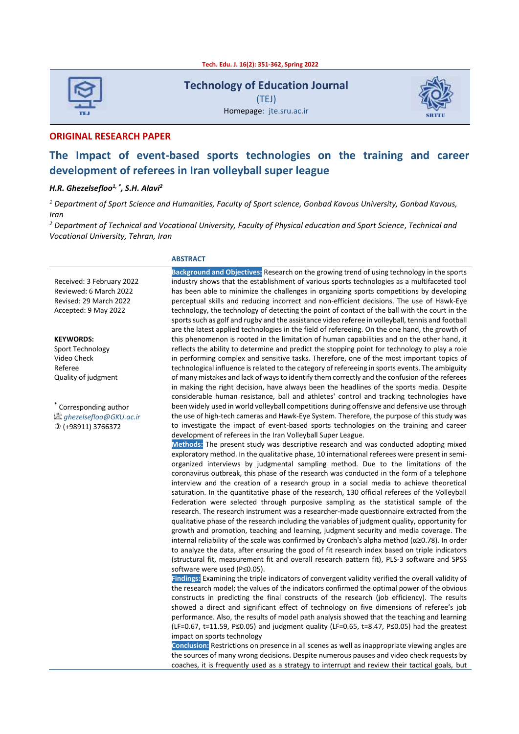# Technology of Education Journal

(TEJ)

Homepage: jte.sru.ac.ir

**ORIGINAL RESEARCH PAPER**

## The Impact of event-based sports technologies on the training and career development of referees in Iran volleyball super league

***H.R. Ghezelsefloo[1,*], S.H. Alavi[2]***

[1] *Department of Sport Science and Humanities, Faculty of Sport science, Gonbad Kavous University, Gonbad Kavous, Iran*

[2] *Department of Technical and Vocational University, Faculty of Physical education and Sport Science, Technical and Vocational University, Tehran, Iran*

Received: 3 February 2022
Reviewed: 6 March 2022
Revised: 29 March 2022
Accepted: 9 May 2022

**KEYWORDS:**
Sport Technology
Video Check
Referee
Quality of judgment

[*] Corresponding author
*ghezelsefloo@GKU.ac.ir*
(+98911) 3766372

### ABSTRACT

**Background and Objectives:** Research on the growing trend of using technology in the sports industry shows that the establishment of various sports technologies as a multifaceted tool has been able to minimize the challenges in organizing sports competitions by developing perceptual skills and reducing incorrect and non-efficient decisions. The use of Hawk-Eye technology, the technology of detecting the point of contact of the ball with the court in the sports such as golf and rugby and the assistance video referee in volleyball, tennis and football are the latest applied technologies in the field of refereeing. On the one hand, the growth of this phenomenon is rooted in the limitation of human capabilities and on the other hand, it reflects the ability to determine and predict the stopping point for technology to play a role in performing complex and sensitive tasks. Therefore, one of the most important topics of technological influence is related to the category of refereeing in sports events. The ambiguity of many mistakes and lack of ways to identify them correctly and the confusion of the referees in making the right decision, have always been the headlines of the sports media. Despite considerable human resistance, ball and athletes' control and tracking technologies have been widely used in world volleyball competitions during offensive and defensive use through the use of high-tech cameras and Hawk-Eye System. Therefore, the purpose of this study was to investigate the impact of event-based sports technologies on the training and career development of referees in the Iran Volleyball Super League.

**Methods:** The present study was descriptive research and was conducted adopting mixed exploratory method. In the qualitative phase, 10 international referees were present in semi-organized interviews by judgmental sampling method. Due to the limitations of the coronavirus outbreak, this phase of the research was conducted in the form of a telephone interview and the creation of a research group in a social media to achieve theoretical saturation. In the quantitative phase of the research, 130 official referees of the Volleyball Federation were selected through purposive sampling as the statistical sample of the research. The research instrument was a researcher-made questionnaire extracted from the qualitative phase of the research including the variables of judgment quality, opportunity for growth and promotion, teaching and learning, judgment security and media coverage. The internal reliability of the scale was confirmed by Cronbach's alpha method ($\alpha \geq 0.78$). In order to analyze the data, after ensuring the good of fit research index based on triple indicators (structural fit, measurement fit and overall research pattern fit), PLS-3 software and SPSS software were used ($P \leq 0.05$).

**Findings:** Examining the triple indicators of convergent validity verified the overall validity of the research model; the values of the indicators confirmed the optimal power of the obvious constructs in predicting the final constructs of the research (job efficiency). The results showed a direct and significant effect of technology on five dimensions of referee's job performance. Also, the results of model path analysis showed that the teaching and learning (LF=0.67, t=11.59, $P \leq 0.05$) and judgment quality (LF=0.65, t=8.47, $P \leq 0.05$) had the greatest impact on sports technology

**Conclusion:** Restrictions on presence in all scenes as well as inappropriate viewing angles are the sources of many wrong decisions. Despite numerous pauses and video check requests by coaches, it is frequently used as a strategy to interrupt and review their tactical goals, but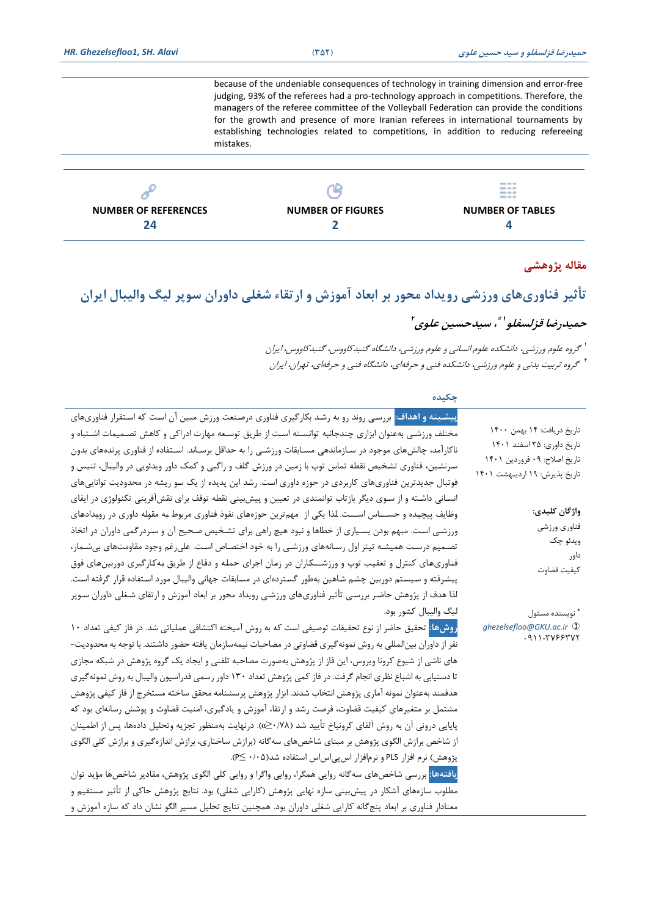because of the undeniable consequences of technology in training dimension and error-free judging, 93% of the referees had a pro-technology approach in competitions. Therefore, the managers of the referee committee of the Volleyball Federation can provide the conditions for the growth and presence of more Iranian referees in international tournaments by establishing technologies related to competitions, in addition to reducing refereeing mistakes.

| NUMBER OF REFERENCES | NUMBER OF FIGURES | NUMBER OF TABLES |
|---|---|---|
| 24 | 2 | 4 |

**مقاله پژوهشی**

# تأثیر فناوری‌های ورزشی رویداد محور بر ابعاد آموزش و ارتقاء شغلی داوران سوپر لیگ والیبال ایران

## حمیدرضا قزلسفلو[1]*، سیدحسین علوی[2]

[1] گروه علوم ورزشی، دانشکده علوم انسانی و علوم ورزشی، دانشگاه گنبدکاووس، گنبدکاووس، ایران

[2] گروه تربیت بدنی و علوم ورزشی، دانشکده فنی و حرفه‌ای، دانشگاه فنی و حرفه‌ای، تهران، ایران

تاریخ دریافت: ۱۴ بهمن ۱۴۰۰

تاریخ داوری: ۲۵ اسفند ۱۴۰۰

تاریخ اصلاح: ۰۹ فروردین ۱۴۰۱

تاریخ پذیرش: ۱۹ اردیبهشت ۱۴۰۱

**واژگان کلیدی:**

فناوری ورزشی

ویدئو چک

داور

کیفیت قضاوت

* نویسنده مسئول

ghezelsefloo@GKU.ac.ir

۰۹۱۱-۳۷۶۶۳۷۲

### چکیده

**پیشینه و اهداف:** بررسی روند رو به رشد بکارگیری فناوری درصنعت ورزش مبین آن است که استقرار فناوری‌های مختلف ورزشی به‌عنوان ابزاری چندجانبه توانسته است از طریق توسعه مهارت ادراکی و کاهش تصمیمات اشتباه و ناکارآمد، چالش‌های موجود در سازماندهی مسابقات ورزشی را به حداقل برساند. استفاده از فناوری پرنده‌های بدون سرنشین، فناوری تشخیص نقطه تماس توپ با زمین در ورزش گلف و راگبی و کمک داور ویدئویی در والیبال، تنیس و فوتبال جدیدترین فناوری‌های کاربردی در حوزه داوری است. رشد این پدیده از یک سو ریشه در محدودیت توانایی‌های انسانی داشته و از سوی دیگر بازتاب توانمندی در تعیین و پیش‌بینی نقطه توقف برای نقش‌آفرینی تکنولوژی در ایفای وظایف پیچیده و حساس است. لذا یکی از مهم‌ترین حوزه‌های نفوذ فناوری مربوط به مقوله داوری در رویدادهای ورزشی است. مبهم بودن بسیاری از خطاها و نبود هیچ راهی برای تشخیص صحیح آن و سردرگمی داوران در اتخاذ تصمیم درست همیشه تیتر اول رسانه‌های ورزشی را به خود اختصاص است. علی‌رغم وجود مقاومت‌های بی‌شمار، فناوری‌های کنترل و تعقیب توپ و ورزشکاران در زمان اجرای حمله و دفاع از طریق به‌کارگیری دوربین‌های فوق پیشرفته و سیستم دوربین چشم شاهین به‌طور گسترده‌ای در مسابقات جهانی والیبال مورد استفاده قرار گرفته است. لذا هدف از پژوهش حاضر بررسی تأثیر فناوری‌های ورزشی رویداد محور بر ابعاد آموزش و ارتقای شغلی داوران سوپر لیگ والیبال کشور بود.

**روش‌ها:** تحقیق حاضر از نوع تحقیقات توصیفی است که به روش آمیخته اکتشافی عملیاتی شد. در فاز کیفی تعداد ۱۰ نفر از داوران بین‌المللی به روش نمونه‌گیری قضاوتی در مصاحبات نیمه‌سازمان یافته حضور داشتند. با توجه به محدودیت‌های ناشی از شیوع کرونا ویروس، این فاز از پژوهش به‌صورت مصاحبه تلفنی و ایجاد یک گروه پژوهش در شبکه مجازی تا دستیابی به اشباع نظری انجام گرفت. در فاز کمی پژوهش تعداد ۱۳۰ داور رسمی فدراسیون والیبال به روش نمونه‌گیری هدفمند به‌عنوان نمونه آماری پژوهش انتخاب شدند. ابزار پژوهش پرسشنامه محقق ساخته مستخرج از فاز کیفی پژوهش مشتمل بر متغیرهای کیفیت قضاوت، فرصت رشد و ارتقا، آموزش و یادگیری، امنیت قضاوت و پوشش رسانه‌ای بود که پایایی درونی آن به روش آلفای کرونباخ تأیید شد (α≥۰/۷۸). درنهایت به‌منظور تجزیه وتحلیل داده‌ها، پس از اطمینان از شاخص برازش الگوی پژوهش بر مبنای شاخص‌های سه‌گانه (برازش ساختاری، برازش اندازه‌گیری و برازش کلی الگوی پژوهش) نرم افزار PLS و نرم‌افزار اس‌پی‌اس‌اس استفاده شد(P≤ ۰/۰۵).

**یافته‌ها:** بررسی شاخص‌های سه‌گانه روایی همگرا، روایی واگرا و روایی کلی الگوی پژوهش، مقادیر شاخص‌ها مؤید توان مطلوب سازه‌های آشکار در پیش‌بینی سازه نهایی پژوهش (کارایی شغلی) بود. نتایج پژوهش حاکی از تأثیر مستقیم و معنادار فناوری بر ابعاد پنج‌گانه کارایی شغلی داوران بود. همچنین نتایج تحلیل مسیر الگو نشان داد که سازه آموزش و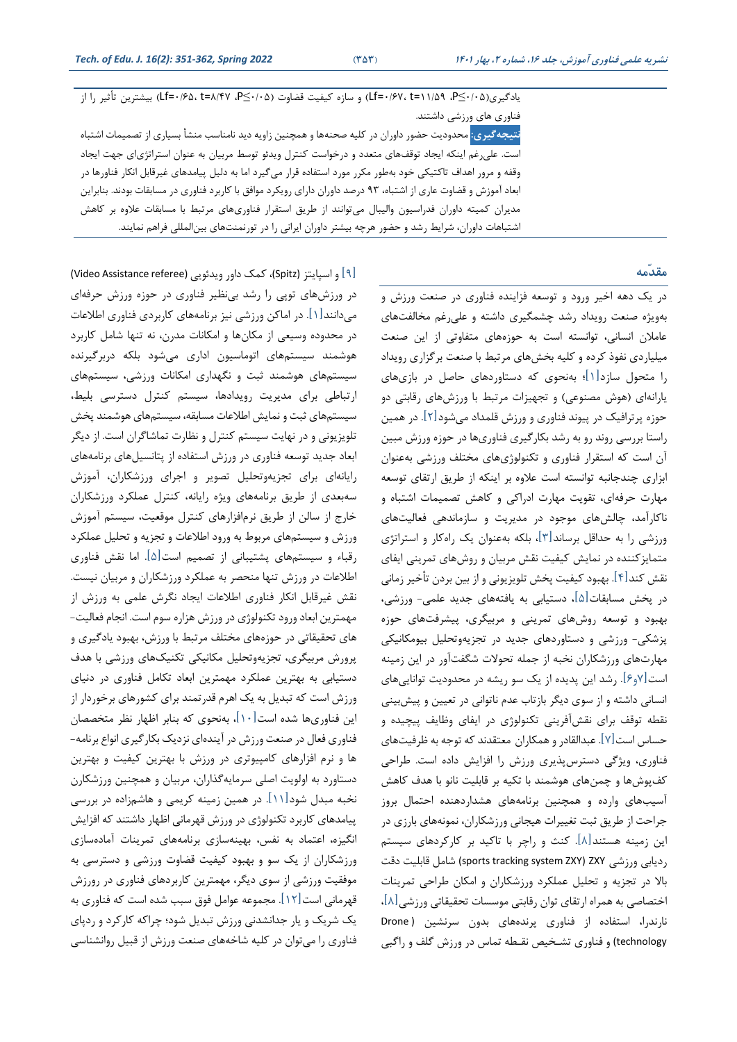یادگیری(Lf=۰/۶۷، t=۱۱/۵۹ ،P≤۰/۰۵) و سازه کیفیت قضاوت (Lf=۰/۶۵، t=۸/۴۷ ،P≤۰/۰۵) بیشترین تأثیر را از فناوری های ورزشی داشتند.

**نتیجه‌گیری:** محدودیت حضور داوران در کلیه صحنه‌ها و همچنین زاویه دید نامناسب منشأ بسیاری از تصمیمات اشتباه است. علی‌رغم اینکه ایجاد توقف‌های متعدد و درخواست کنترل ویدئو توسط مربیان به عنوان استراتژی‌ای جهت ایجاد وقفه و مرور اهداف تاکتیکی خود به‌طور مکرر مورد استفاده قرار می‌گیرد اما به دلیل پیامدهای غیرقابل انکار فناورها در ابعاد آموزش و قضاوت عاری از اشتباه، ۹۳ درصد داوران دارای رویکرد موافق با کاربرد فناوری در مسابقات بودند. بنابراین مدیران کمیته داوران فدراسیون والیبال می‌توانند از طریق استقرار فناوری‌های مرتبط با مسابقات علاوه بر کاهش اشتباهات داوران، شرایط رشد و حضور هرچه بیشتر داوران ایرانی را در تورنمنت‌های بین‌المللی فراهم نمایند.

## مقدّمه

در یک دهه اخیر ورود و توسعه فزاینده فناوری در صنعت ورزش و به‌ویژه صنعت رویداد رشد چشمگیری داشته و علی‌رغم مخالفت‌های عاملان انسانی، توانسته است به حوزه‌های متفاوتی از این صنعت میلیاردی نفوذ کرده و کلیه بخش‌های مرتبط با صنعت برگزاری رویداد را متحول سازد[۱]؛ به‌نحوی که دستاوردهای حاصل در بازی‌های یارانه‌ای (هوش مصنوعی) و تجهیزات مرتبط با ورزش‌های رقابتی دو حوزه پرترافیک در پیوند فناوری و ورزش قلمداد می‌شود[۲]. در همین راستا بررسی روند رو به رشد بکارگیری فناوری‌ها در حوزه ورزش مبین آن است که استقرار فناوری و تکنولوژی‌های مختلف ورزشی به‌عنوان ابزاری چندجانبه توانسته است علاوه بر اینکه از طریق ارتقای توسعه مهارت حرفه‌ای، تقویت مهارت ادراکی و کاهش تصمیمات اشتباه و ناکارآمد، چالش‌های موجود در مدیریت و سازماندهی فعالیت‌های ورزشی را به حداقل برساند[۳]، بلکه به‌عنوان یک راه‌کار و استراتژی متمایزکننده در نمایش کیفیت نقش مربیان و روش‌های تمرینی ایفای نقش کند[۴]. بهبود کیفیت پخش تلویزیونی و از بین بردن تأخیر زمانی در پخش مسابقات[۵]، دستیابی به یافته‌های جدید علمی- ورزشی، بهبود و توسعه روش‌های تمرینی و مربیگری، پیشرفت‌های حوزه پزشکی- ورزشی و دستاوردهای جدید در تجزیه‌وتحلیل بیومکانیکی مهارت‌های ورزشکاران نخبه از جمله تحولات شگفت‌آور در این زمینه است[۶و۷]. رشد این پدیده از یک سو ریشه در محدودیت توانایی‌های انسانی داشته و از سوی دیگر بازتاب عدم ناتوانی در تعیین و پیش‌بینی نقطه توقف برای نقش‌آفرینی تکنولوژی در ایفای وظایف پیچیده و حساس است[۷]. عبدالقادر و همکاران معتقدند که توجه به ظرفیت‌های فناوری، ویژگی دسترس‌پذیری ورزش را افزایش داده است. طراحی کف‌پوش‌ها و چمن‌های هوشمند با تکیه بر قابلیت نانو با هدف کاهش آسیب‌های وارده و همچنین برنامه‌های هشداردهنده احتمال بروز جراحت از طریق ثبت تغییرات هیجانی ورزشکاران، نمونه‌های بارزی در این زمینه هستند[۸]. کنث و راچر با تاکید بر کارکردهای سیستم ردیابی ورزشی ZXY (sports tracking system ZXY) شامل قابلیت دقت بالا در تجزیه و تحلیل عملکرد ورزشکاران و امکان طراحی تمرینات اختصاصی به همراه ارتقای توان رقابتی موسسات تحقیقاتی ورزشی[۸]، نارندرا، استفاده از فناوری پرنده‌های بدون سرنشین (Drone technology) و فناوری تشخیص نقطه تماس در ورزش گلف و راگبی [۹] و اسپایتز (Spitz)، کمک داور ویدئویی (Video Assistance referee) در ورزش‌های توپی را رشد بی‌نظیر فناوری در حوزه ورزش حرفه‌ای می‌دانند[۱]. در اماکن ورزشی نیز برنامه‌های کاربردی فناوری اطلاعات در محدوده وسیعی از مکان‌ها و امکانات مدرن، نه تنها شامل کاربرد هوشمند سیستم‌های اتوماسیون اداری می‌شود بلکه دربرگیرنده سیستم‌های هوشمند ثبت و نگهداری امکانات ورزشی، سیستم‌های ارتباطی برای مدیریت رویدادها، سیستم کنترل دسترسی بلیط، سیستم‌های ثبت و نمایش اطلاعات مسابقه، سیستم‌های هوشمند پخش تلویزیونی و در نهایت سیستم کنترل و نظارت تماشاگران است. از دیگر ابعاد جدید توسعه فناوری در ورزش استفاده از پتانسیل‌های برنامه‌های رایانه‌ای برای تجزیه‌وتحلیل تصویر و اجرای ورزشکاران، آموزش سه‌بعدی از طریق برنامه‌های ویژه رایانه، کنترل عملکرد ورزشکاران خارج از سالن از طریق نرم‌افزارهای کنترل موقعیت، سیستم آموزش ورزش و سیستم‌های مربوط به ورود اطلاعات و تجزیه و تحلیل عملکرد رقباء و سیستم‌های پشتیبانی از تصمیم است[۵]. اما نقش فناوری اطلاعات در ورزش تنها منحصر به عملکرد ورزشکاران و مربیان نیست. نقش غیرقابل انکار فناوری اطلاعات ایجاد نگرش علمی به ورزش از مهمترین ابعاد ورود تکنولوژی در ورزش هزاره سوم است. انجام فعالیت‌های تحقیقاتی در حوزه‌های مختلف مرتبط با ورزش، بهبود یادگیری و پرورش مربیگری، تجزیه‌وتحلیل مکانیکی تکنیک‌های ورزشی با هدف دستیابی به بهترین عملکرد مهمترین ابعاد تکامل فناوری در دنیای ورزش است که تبدیل به یک اهرم قدرتمند برای کشورهای برخوردار از این فناوری‌ها شده است[۱۰]، به‌نحوی که بنابر اظهار نظر متخصصان فناوری فعال در صنعت ورزش در آینده‌ای نزدیک بکارگیری انواع برنامه‌ها و نرم افزارهای کامپیوتری در ورزش با بهترین کیفیت و بهترین دستاورد به اولویت اصلی سرمایه‌گذاران، مربیان و همچنین ورزشکاران نخبه مبدل شود[۱۱]. در همین زمینه کریمی و هاشم‌زاده در بررسی پیامدهای کاربرد تکنولوژی در ورزش قهرمانی اظهار داشتند که افزایش انگیزه، اعتماد به نفس، بهینه‌سازی برنامه‌های تمرینات آماده‌سازی ورزشکاران از یک سو و بهبود کیفیت قضاوت ورزشی و دسترسی به موفقیت ورزشی از سوی دیگر، مهمترین کاربردهای فناوری در رورزش قهرمانی است[۱۲]. مجموعه عوامل فوق سبب شده است که فناوری به یک شریک و یار جدانشدنی ورزش تبدیل شود؛ چراکه کارکرد و ردپای فناوری را می‌توان در کلیه شاخه‌های صنعت ورزش از قبیل روانشناسی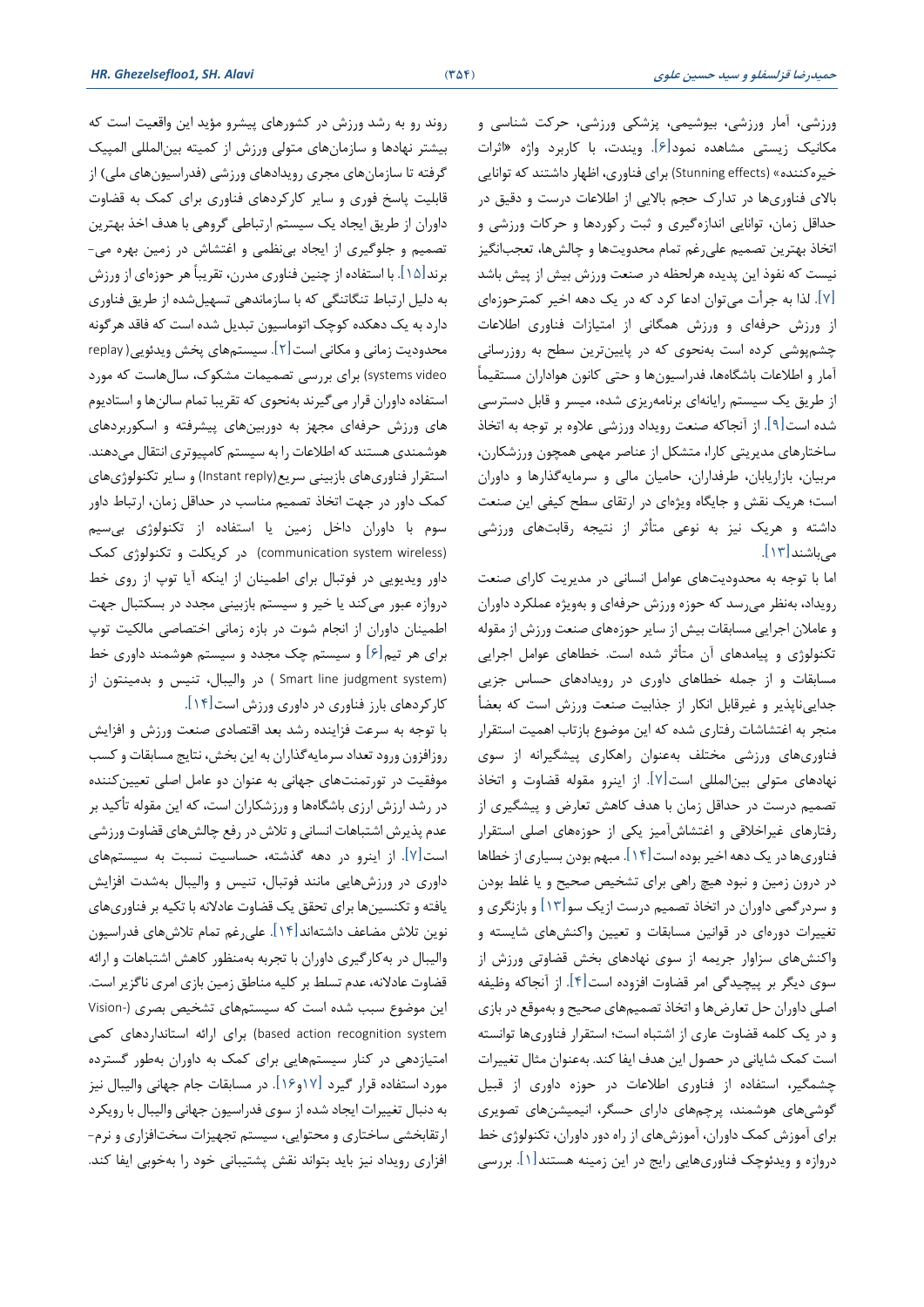ورزشی، آمار ورزشی، بیوشیمی، پزشکی ورزشی، حرکت شناسی و مکانیک زیستی مشاهده نمود[۶]. ویندت، با کاربرد واژه «اثرات خیره‌کننده» (Stunning effects) برای فناوری، اظهار داشتند که توانایی بالای فناوری‌ها در تدارک حجم بالایی از اطلاعات درست و دقیق در حداقل زمان، توانایی اندازه‌گیری و ثبت رکوردها و حرکات ورزشی و اتخاذ بهترین تصمیم علی‌رغم تمام محدودیت‌ها و چالش‌ها، تعجب‌انگیز نیست که نفوذ این پدیده هرلحظه در صنعت ورزش بیش از پیش باشد [۷]. لذا به جرأت می‌توان ادعا کرد که در یک دهه اخیر کمترحوزه‌ای از ورزش حرفه‌ای و ورزش همگانی از امتیازات فناوری اطلاعات چشم‌پوشی کرده است به‌نحوی که در پایین‌ترین سطح به روزرسانی آمار و اطلاعات باشگاه‌ها، فدراسیون‌ها و حتی کانون هواداران مستقیماً از طریق یک سیستم رایانه‌ای برنامه‌ریزی شده، میسر و قابل دسترسی شده است[۹]. از آنجاکه صنعت رویداد ورزشی علاوه بر توجه به اتخاذ ساختارهای مدیریتی کارا، متشکل از عناصر مهمی همچون ورزشکاران، مربیان، بازاریابان، طرفداران، حامیان مالی و سرمایه‌گذارها و بویژه داوران است؛ هریک نقش و جایگاه ویژه‌ای در ارتقای سطح کیفی این صنعت داشته و هریک نیز به نوعی متأثر از نتیجه رقابت‌های ورزشی می‌باشند[۱۳].

اما با توجه به محدودیت‌های عوامل انسانی در مدیریت کارای صنعت رویداد، به‌نظر می‌رسد که حوزه ورزش حرفه‌ای و بهویژه عملکرد داوران و عاملان اجرایی مسابقات بیش از سایر حوزه‌های صنعت ورزش از مقوله تکنولوژی و پیامدهای آن متأثر شده است. خطاهای عوامل اجرایی مسابقات و از جمله خطاهای داوری در رویدادهای حساس جزیی جدایی‌ناپذیر و غیرقابل انکار از جذابیت صنعت ورزش است که بعضاً منجر به اغتشاشات رفتاری شده که این موضوع بازتاب اهمیت استقرار فناوری‌های ورزشی مختلف به‌عنوان راهکاری پیشگیرانه از سوی نهادهای متولی بین‌المللی است[۷]. از اینرو مقوله قضاوت و اتخاذ تصمیم درست در حداقل زمان با هدف کاهش تعارض و پیشگیری از رفتارهای غیراخلاقی و اغتشاش‌آمیز یکی از حوزه‌های اصلی استقرار فناوری‌ها در یک دهه اخیر بوده است[۱۴]. مبهم بودن بسیاری از خطاها در درون زمین و نبود هیچ راهی برای تشخیص صحیح و یا غلط بودن و سردرگمی داوران در اتخاذ تصمیم درست ازیک سو[۱۳] و بازنگری و تغییرات دوره‌ای در قوانین مسابقات و تعیین واکنش‌های شایسته و واکنش‌های سزاوار جریمه از سوی نهادهای بخش قضاوتی ورزش از سوی دیگر بر پیچیدگی امر قضاوت افزوده است[۴]. از آنجاکه وظیفه اصلی داوران حل تعارض‌ها و اتخاذ تصمیم‌های صحیح و به‌موقع در بازی و در یک کلمه قضاوت عاری از اشتباه است؛ استقرار فناوری‌ها توانسته است کمک شایانی در حصول این هدف ایفا کند. به‌عنوان مثال تغییرات چشمگیر، استفاده از فناوری اطلاعات در حوزه داوری از قبیل گوشی‌های هوشمند، پرچم‌های دارای حسگر، انیمیشن‌های تصویری برای آموزش کمک داوران، آموزش‌های از راه دور داوران، تکنولوژی خط دروازه و ویدئوچک فناوری‌هایی رایج در این زمینه هستند[۱]. بررسی روند رو به رشد ورزش در کشورهای پیشرو مؤید این واقعیت است که بیشتر نهادها و سازمان‌های متولی ورزش از کمیته بین‌المللی المپیک گرفته تا سازمان‌های مجری رویدادهای ورزشی (فدراسیون‌های ملی) از قابلیت پاسخ فوری و سایر کارکردهای فناوری برای کمک به قضاوت داوران از طریق ایجاد یک سیستم ارتباطی گروهی با هدف اخذ بهترین تصمیم و جلوگیری از ایجاد بی‌نظمی و اغتشاش در زمین بهره می‌برند[۱۵]. با استفاده از چنین فناوری مدرن، تقریباً هر حوزه‌ای از ورزش به دلیل ارتباط تنگاتنگی که با سازماندهی تسهیل‌شده از طریق فناوری دارد به یک دهکده کوچک اتوماسیون تبدیل شده است که فاقد هرگونه محدودیت زمانی و مکانی است[۲]. سیستم‌های پخش ویدئویی (replay systems video) برای بررسی تصمیمات مشکوک، سال‌هاست که مورد استفاده داوران قرار می‌گیرند به‌نحوی که تقریبا تمام سالن‌ها و استادیوم های ورزش حرفه‌ای مجهز به دوربین‌های پیشرفته و اسکوربردهای هوشمندی هستند که اطلاعات را به سیستم کامپیوتری انتقال می‌دهند. استقرار فناوری‌های بازبینی سریع(Instant reply) و سایر تکنولوژی‌های کمک داور در جهت اتخاذ تصمیم مناسب در حداقل زمان، ارتباط داور سوم با داوران داخل زمین یا استفاده از تکنولوژی بی‌سیم (communication system wireless) در کریکلت و تکنولوژی کمک داور ویدیویی در فوتبال برای اطمینان از اینکه آیا توپ از روی خط دروازه عبور می‌کند یا خیر و سیستم بازبینی مجدد در بسکتبال جهت اطمینان داوران از انجام شوت در بازه زمانی اختصاصی مالکیت توپ برای هر تیم[۶] و سیستم چک مجدد و سیستم هوشمند داوری خط (Smart line judgment system ) در والیبال، تنیس و بدمینتون از کارکردهای بارز فناوری در داوری ورزش است[۱۴].

با توجه به سرعت فزاینده رشد بعد اقتصادی صنعت ورزش و افزایش روزافزون ورود تعداد سرمایه‌گذاران به این بخش، نتایج مسابقات و کسب موفقیت در تورنمت‌های جهانی به عنوان دو عامل اصلی تعیین‌کننده در رشد ارزش ارزی باشگاه‌ها و ورزشکاران است، که این مقوله تأکید بر عدم پذیرش اشتباهات انسانی و تلاش در رفع چالش‌های قضاوت ورزشی است[۷]. از اینرو در دهه گذشته، حساسیت نسبت به سیستم‌های داوری در ورزش‌هایی مانند فوتبال، تنیس و والیبال به‌شدت افزایش یافته و تکنسین‌ها برای تحقق یک قضاوت عادلانه با تکیه بر فناوری‌های نوین تلاش مضاعف داشته‌اند[۱۴]. علی‌رغم تمام تلاش‌های فدراسیون والیبال در به‌کارگیری داوران با تجربه به‌منظور کاهش اشتباهات و ارائه قضاوت عادلانه، عدم تسلط بر کلیه مناطق زمین بازی امری ناگزیر است. این موضوع سبب شده است که سیستم‌های تشخیص بصری (Vision-based action recognition system) برای ارائه استانداردهای کمی امتیازدهی در کنار سیستم‌هایی برای کمک به داوران به‌طور گسترده مورد استفاده قرار گیرد [۱۷و۱۶]. در مسابقات جام جهانی والیبال نیز به دنبال تغییرات ایجاد شده از سوی فدراسیون جهانی والیبال با رویکرد ارتقابخشی ساختاری و محتوایی، سیستم تجهیزات سخت‌افزاری و نرم‌افزاری رویداد نیز باید بتواند نقش پشتیبانی خود را به‌خوبی ایفا کند.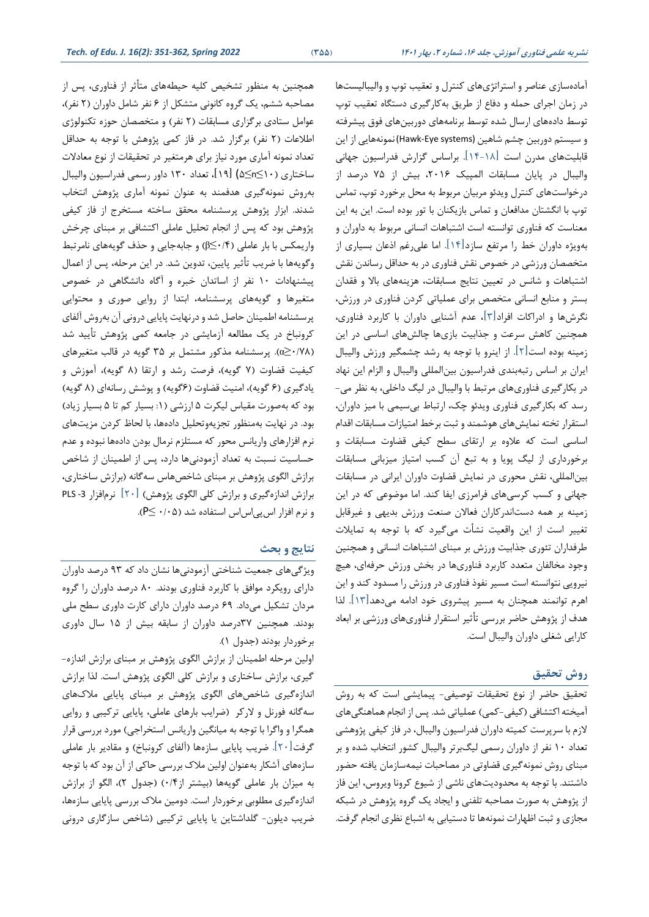آماده‌سازی عناصر و استراتژی‌های کنترل و تعقیب توپ و والیبالیست‌ها در زمان اجرای حمله و دفاع از طریق به‌کارگیری دستگاه تعقیب توپ توسط داده‌های ارسال شده توسط برنامه‌های دوربین‌های فوق پیشرفته و سیستم دوربین چشم شاهین (Hawk-Eye systems) نمونه‌هایی از این قابلیت‌های مدرن است [۱۸-۱۴]. براساس گزارش فدراسیون جهانی والیبال در پایان مسابقات المپیک ۲۰۱۶، بیش از ۷۵ درصد از درخواست‌های کنترل ویدئو مربیان مربوط به محل برخورد توپ، تماس توپ با انگشتان مدافعان و تماس بازیکنان با تور بوده است. این به این معناست که فناوری توانسته است اشتباهات انسانی مربوط به داوران و به‌ویژه داوران خط را مرتفع سازد[۱۴]. اما علی‌رغم اذعان بسیاری از متخصصان ورزشی در خصوص نقش فناوری در به حداقل رساندن نقش اشتباهات و شانس در تعیین نتایج مسابقات، هزینه‌های بالا و فقدان بستر و منابع انسانی متخصص برای عملیاتی کردن فناوری در ورزش، نگرش‌ها و ادراکات افراد[۳]، عدم آشنایی داوران با کاربرد فناوری، همچنین کاهش سرعت و جذابیت بازی‌ها چالش‌های اساسی در این زمینه بوده است[۲]. از اینرو با توجه به رشد چشمگیر ورزش والیبال ایران بر اساس رتبه‌بندی فدراسیون بین‌المللی والیبال و الزام این نهاد در بکارگیری فناوری‌های مرتبط با والیبال در لیگ داخلی، به نظر می‌رسد که بکارگیری فناوری ویدئو چک، ارتباط بی‌سیمی با میز داوران، استقرار تخته نمایش‌های هوشمند و ثبت برخط امتیازات مسابقات اقدام اساسی است که علاوه بر ارتقای سطح کیفی قضاوت مسابقات و برخورداری از لیگ پویا و به تبع آن کسب امتیاز میزبانی مسابقات بین‌المللی، نقش محوری در نمایش قضاوت داوران ایرانی در مسابقات جهانی و کسب کرسی‌های فرامرزی ایفا کند. اما موضوعی که در این زمینه بر همه دست‌اندرکاران فعالان صنعت ورزش بدیهی و غیرقابل تغییر است از این واقعیت نشأت می‌گیرد که با توجه به تمایلات طرفداران تئوری جذابیت ورزش بر مبنای اشتباهات انسانی و همچنین وجود مخالفان متعدد کاربرد فناوری‌ها در بخش ورزش حرفه‌ای، هیچ نیرویی نتوانسته است مسیر نفوذ فناوری در ورزش را مسدود کند و این اهرم توانمند همچنان به مسیر پیشروی خود ادامه می‌دهد[۱۳]. لذا هدف از پژوهش حاضر بررسی تأثیر استقرار فناوری‌های ورزشی بر ابعاد کارایی شغلی داوران والیبال است.

## روش تحقیق

تحقیق حاضر از نوع تحقیقات توصیفی- پیمایشی است که به روش آمیخته اکتشافی (کیفی-کمی) عملیاتی شد. پس از انجام هماهنگی‌های لازم با سرپرست کمیته داوران فدراسیون والیبال، در فاز کیفی پژوهشی تعداد ۱۰ نفر از داوران رسمی لیگ‌برتر والیبال کشور انتخاب شده و بر مبنای روش نمونه‌گیری قضاوتی در مصاحبات نیمه‌سازمان یافته حضور داشتند. با توجه به محدودیت‌های ناشی از شیوع کرونا ویروس، این فاز از پژوهش به صورت مصاحبه تلفنی و ایجاد یک گروه پژوهش در شبکه مجازی و ثبت اظهارات نمونه‌ها تا دستیابی به اشباع نظری انجام گرفت. همچنین به منظور تشخیص کلیه حیطه‌های متأثر از فناوری، پس از مصاحبه ششم، یک گروه کانونی متشکل از ۶ نفر شامل داوران (۲ نفر)، عوامل ستادی برگزاری مسابقات (۲ نفر) و متخصصان حوزه تکنولوژی اطلاعات (۲ نفر) برگزار شد. در فاز کمی پژوهش با توجه به حداقل تعداد نمونه آماری مورد نیاز برای هرمتغیر در تحقیقات از نوع معادلات ساختاری ($5 \leq n \leq 10$) [۱۹]، تعداد ۱۳۰ داور رسمی فدراسیون والیبال به‌روش نمونه‌گیری هدفمند به عنوان نمونه آماری پژوهش انتخاب شدند. ابزار پژوهش پرسشنامه محقق ساخته مستخرج از فاز کیفی پژوهش بود که پس از انجام تحلیل عاملی اکتشافی بر مبنای چرخش واریمکس با بار عاملی ($\beta \leq 0.4$) و جابه‌جایی و حذف گویه‌های نامرتبط وگویه‌ها با ضریب تأثیر پایین، تدوین شد. در این مرحله، پس از اعمال پیشنهادات ۱۰ نفر از اساتدان خبره و آگاه دانشگاهی در خصوص متغیرها و گویه‌های پرسشنامه، ابتدا از روایی صوری و محتوایی پرسشنامه اطمینان حاصل شد و درنهایت پایایی درونی آن به‌روش آلفای کرونباخ در یک مطالعه آزمایشی در جامعه کمی پژوهش تأیید شد ($\alpha \geq 0.78$). پرسشنامه مذکور مشتمل بر ۳۵ گویه در قالب متغیرهای کیفیت قضاوت (۷ گویه)، فرصت رشد و ارتقا (۸ گویه)، آموزش و یادگیری (۶ گویه)، امنیت قضاوت (۶گویه) و پوشش رسانه‌ای (۸ گویه) بود که به‌صورت مقیاس لیکرت ۵ ارزشی (۱: بسیار کم تا ۵ بسیار زیاد) بود. در نهایت به‌منظور تجزیه‌وتحلیل داده‌ها، با لحاظ کردن مزیت‌های نرم افزارهای واریانس محور که مستلزم نرمال بودن داده‌ها نبوده و عدم حساسیت نسبت به تعداد آزمودنی‌ها دارد، پس از اطمینان از شاخص برازش الگوی پژوهش بر مبنای شاخص‌هاس سه‌گانه (برازش ساختاری، برازش اندازه‌گیری و برازش کلی الگوی پژوهش) [۲۰] نرم‌افزار PLS 3- و نرم افزار اس‌پی‌اس‌اس استفاده شد ($P \leq 0.05$).

## نتایج و بحث

ویژگی‌های جمعیت شناختی آزمودنی‌ها نشان داد که ۹۳ درصد داوران دارای رویکرد موافق با کاربرد فناوری بودند. ۸۰ درصد داوران را گروه مردان تشکیل می‌داد. ۶۹ درصد داوران دارای کارت داوری سطح ملی بودند. همچنین ۳۷درصد داوران از سابقه بیش از ۱۵ سال داوری برخوردار بودند (جدول ۱).

اولین مرحله اطمینان از برازش الگوی پژوهش بر مبنای برازش اندازه‌گیری، برازش ساختاری و برازش کلی الگوی پژوهش است. لذا برازش اندازه‌گیری شاخص‌های الگوی پژوهش بر مبنای پایایی ملاک‌های سه‌گانه فورنل و لارکر (ضرایب بارهای عاملی، پایایی ترکیبی و روایی همگرا و واگرا با توجه به میانگین واریانس استخراجی) مورد بررسی قرار گرفت[۲۰]. ضریب پایایی سازه‌ها (آلفای کرونباخ) و مقادیر بار عاملی سازه‌های آشکار به‌عنوان اولین ملاک بررسی حاکی از آن بود که با توجه به میزان بار عاملی گویه‌ها (بیشتر از۰/۴) (جدول ۲)، الگو از برازش اندازه‌گیری مطلوبی برخوردار است. دومین ملاک بررسی پایایی سازه‌ها، ضریب دیلون- گلداشتاین یا پایایی ترکیبی (شاخص سازگاری درونی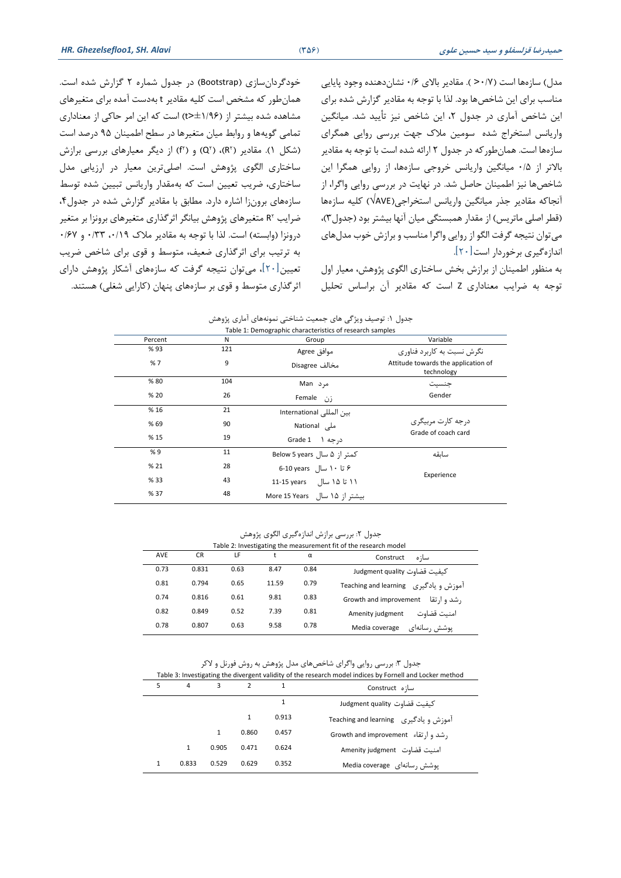مدل) سازه‌ها است (۰/۷<). مقادیر بالای ۰/۶ نشان‌دهنده وجود پایایی مناسب برای این شاخص‌ها بود. لذا با توجه به مقادیر گزارش شده برای این شاخص آماری در جدول ۲، این شاخص نیز تأیید شد. میانگین واریانس استخراج شده سومین ملاک جهت بررسی روایی همگرای سازه‌ها است. همان‌طورکه در جدول ۲ ارائه شده است با توجه به مقادیر بالاتر از ۰/۵ میانگین واریانس خروجی سازه‌ها، از روایی همگرا این شاخص‌ها نیز اطمینان حاصل شد. در نهایت در بررسی روایی واگرا، از آنجاکه مقادیر جذر میانگین واریانس استخراجی($\sqrt{AVE}$) کلیه سازه‌ها (قطر اصلی ماتریس) از مقدار همبستگی میان آنها بیشتر بود (جدول۳)، می‌توان نتیجه گرفت الگو از روایی واگرا مناسب و برازش خوب مدل‌های اندازه‌گیری برخوردار است[۲۰].

به منظور اطمینان از برازش بخش ساختاری الگوی پژوهش، معیار اول توجه به ضرایب معناداری Z است که مقادیر آن براساس تحلیل خودگردان‌سازی (Bootstrap) در جدول شماره ۲ گزارش شده است. همان‌طور که مشخص است کلیه مقادیر t به‌دست آمده برای متغیرهای مشاهده شده بیشتر از (t>±۱/۹۶) است که این امر حاکی از معناداری تمامی گویه‌ها و روابط میان متغیرها در سطح اطمینان ۹۵ درصد است (شکل ۱). مقادیر ($R^2$)، ($Q^2$) و ($f^2$) از دیگر معیارهای بررسی برازش ساختاری الگوی پژوهش است. اصلی‌ترین معیار در ارزیابی مدل ساختاری، ضریب تعیین است که به‌مقدار واریانس تبیین شده توسط سازه‌های برون‌زا اشاره دارد. مطابق با مقادیر گزارش شده در جدول۴، ضرایب $R^2$ متغیرهای پژوهش بیانگر اثرگذاری متغیرهای برونزا بر متغیر درونزا (وابسته) است. لذا با توجه به مقادیر ملاک ۰/۱۹، ۰/۳۳ و ۰/۶۷ به ترتیب برای اثرگذاری ضعیف، متوسط و قوی برای شاخص ضریب تعیین[۲۰]، می‌توان نتیجه گرفت که سازه‌های آشکار پژوهش دارای اثرگذاری متوسط و قوی بر سازه‌های پنهان (کارایی شغلی) هستند.

جدول ۱: توصیف ویژگی های جمعیت شناختی نمونه‌های آماری پژوهش

Table 1: Demographic characteristics of research samples

| Percent | N | Group | Variable |
|---|---|---|---|
| % 93 | 121 | موافق Agree | نگرش نسبت به کاربرد فناوری Attitude towards the application of technology |
| % 7 | 9 | مخالف Disagree | |
| % 80 | 104 | مرد Man | جنسیت Gender |
| % 20 | 26 | زن Female | |
| % 16 | 21 | بین المللی International | درجه کارت مربیگری Grade of coach card |
| % 69 | 90 | ملی National | |
| % 15 | 19 | درجه ۱ Grade 1 | |
| % 9 | 11 | کمتر از ۵ سال Below 5 years | سابقه Experience |
| % 21 | 28 | ۶ تا ۱۰ سال 6-10 years | |
| % 33 | 43 | ۱۱ تا ۱۵ سال 11-15 years | |
| % 37 | 48 | بیشتر از ۱۵ سال More 15 Years | |

جدول ۲: بررسی برازش اندازه‌گیری الگوی پژوهش

Table 2: Investigating the measurement fit of the research model

| AVE | CR | LF | t | α | Construct سازه |
|---|---|---|---|---|---|
| 0.73 | 0.831 | 0.63 | 8.47 | 0.84 | کیفیت قضاوت Judgment quality |
| 0.81 | 0.794 | 0.65 | 11.59 | 0.79 | آموزش و یادگیری Teaching and learning |
| 0.74 | 0.816 | 0.61 | 9.81 | 0.83 | رشد و ارتقا Growth and improvement |
| 0.82 | 0.849 | 0.52 | 7.39 | 0.81 | امنیت قضاوت Amenity judgment |
| 0.78 | 0.807 | 0.63 | 9.58 | 0.78 | پوشش رسانه‌ای Media coverage |

جدول ۳: بررسی روایی واگرای شاخص‌های مدل پژوهش به روش فورنل و لاکر

Table 3: Investigating the divergent validity of the research model indices by Fornell and Locker method

| 5 | 4 | 3 | 2 | 1 | Construct سازه |
|---|---|---|---|---|---|
| | | | | 1 | کیفیت قضاوت Judgment quality |
| | | | 1 | 0.913 | آموزش و یادگیری Teaching and learning |
| | | 1 | 0.860 | 0.457 | رشد و ارتقاء Growth and improvement |
| | 1 | 0.905 | 0.471 | 0.624 | امنیت قضاوت Amenity judgment |
| 1 | 0.833 | 0.529 | 0.629 | 0.352 | پوشش رسانه‌ای Media coverage |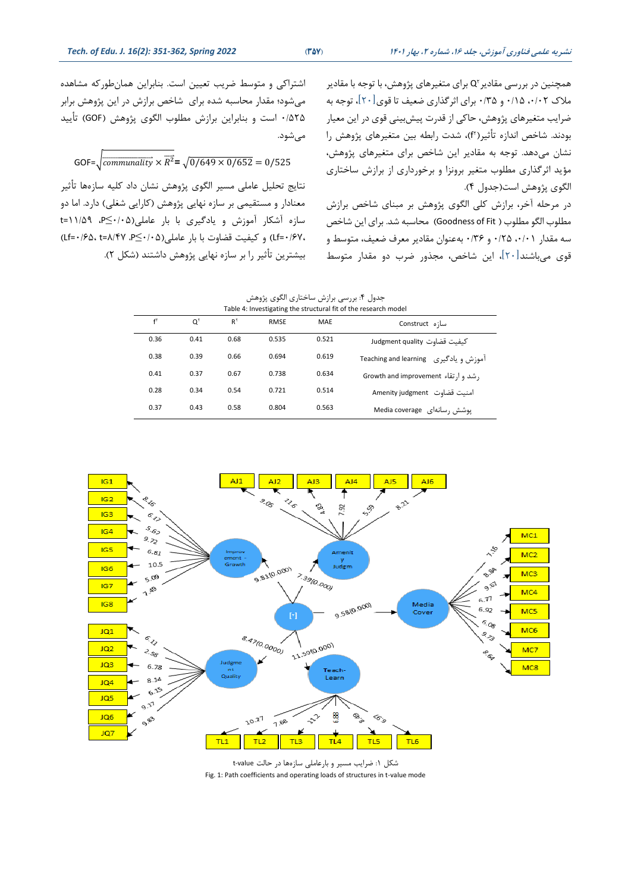همچنین در بررسی مقادیر $Q^2$ برای متغیرهای پژوهش، با توجه با مقادیر ملاک ۰/۰۲، ۰/۱۵ و ۰/۳۵ برای اثرگذاری ضعیف تا قوی[۲۰]، توجه به ضرایب متغیرهای پژوهش، حاکی از قدرت پیش‌بینی قوی در این معیار بودند. شاخص اندازه تأثیر($f^2$)، شدت رابطه بین متغیرهای پژوهش را نشان می‌دهد. توجه به مقادیر این شاخص برای متغیرهای پژوهش، مؤید اثرگذاری مطلوب متغیر برونزا و برخورداری از برازش ساختاری الگوی پژوهش است(جدول ۴).

در مرحله آخر، برازش کلی الگوی پژوهش بر مبنای شاخص برازش مطلوب الگو (Goodness of Fit) محاسبه شد. برای این شاخص سه مقدار ۰/۰۱، ۰/۲۵ و ۰/۳۶ به‌عنوان مقادیر معرف ضعیف، متوسط و قوی می‌باشند[۲۰]، این شاخص، مجذور ضرب دو مقدار متوسط اشتراکی و متوسط ضریب تعیین است. بنابراین همان‌طورکه مشاهده می‌شود؛ مقدار محاسبه شده برای شاخص برازش در این پژوهش برابر ۰/۵۲۵ است و بنابراین برازش مطلوب الگوی پژوهش (GOF) تأیید می‌شود.

$$GOF=\sqrt{\overline{communality} \times \overline{R^2}} = \sqrt{0/649 \times 0/652} = 0/525$$

نتایج تحلیل عاملی مسیر الگوی پژوهش نشان داد کلیه سازه‌ها تأثیر معنادار و مستقیمی بر سازه نهایی پژوهش (کارایی شغلی) دارد. اما دو سازه آشکار آموزش و یادگیری با بار عاملی($P\leq0/05$، t=۱۱/۵۹) و کیفیت قضاوت با بار عاملی($P\leq0/05$، t=۸/۴۷، Lf=۰/۶۵) (Lf=۰/۶۷) بیشترین تأثیر را بر سازه نهایی پژوهش داشتند (شکل ۲).

جدول ۴: بررسی برازش ساختاری الگوی پژوهش
Table 4: Investigating the structural fit of the research model

| $f^2$ | $Q^2$ | $R^2$ | RMSE | MAE | Construct سازه |
|---|---|---|---|---|---|
| 0.36 | 0.41 | 0.68 | 0.535 | 0.521 | Judgment quality کیفیت قضاوت |
| 0.38 | 0.39 | 0.66 | 0.694 | 0.619 | Teaching and learning آموزش و یادگیری |
| 0.41 | 0.37 | 0.67 | 0.738 | 0.634 | Growth and improvement رشد و ارتقاء |
| 0.28 | 0.34 | 0.54 | 0.721 | 0.514 | Amenity judgment امنیت قضاوت |
| 0.37 | 0.43 | 0.58 | 0.804 | 0.563 | Media coverage پوشش رسانه‌ای |

شکل ۱: ضرایب مسیر و بارعاملی سازه‌ها در حالت t-value
Fig. 1: Path coefficients and operating loads of structures in t-value mode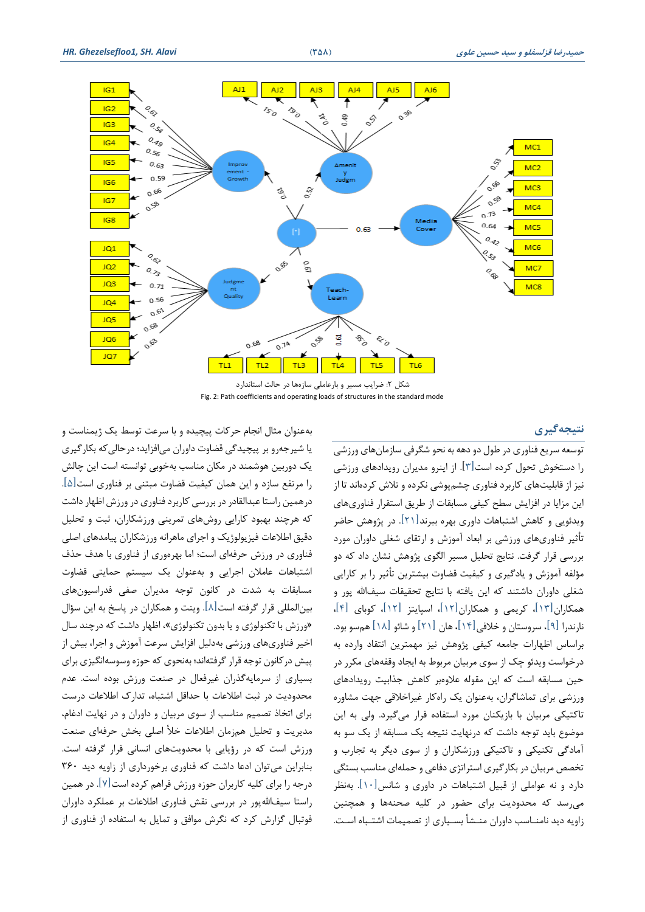شکل ۲: ضرایب مسیر و بارعاملی سازه‌ها در حالت استاندارد

Fig. 2: Path coefficients and operating loads of structures in the standard mode

## نتیجه‌گیری

توسعه سریع فناوری در طول دو دهه به نحو شگرفی سازمان‌های ورزشی را دستخوش تحول کرده است[۳]. از اینرو مدیران رویدادهای ورزشی نیز از قابلیت‌های کاربرد فناوری چشم‌پوشی نکرده و تلاش کرده‌اند تا از این مزایا در افزایش سطح کیفی مسابقات از طریق استقرار فناوری‌های ویدئویی و کاهش اشتباهات داوری بهره ببرند[۲۱]. در پژوهش حاضر تأثیر فناوری‌های ورزشی بر ابعاد آموزش و ارتقای شغلی داوران مورد بررسی قرار گرفت. نتایج تحلیل مسیر الگوی پژوهش نشان داد که دو مؤلفه آموزش و یادگیری و کیفیت قضاوت بیشترین تأثیر را بر کارایی شغلی داوران داشتند که این یافته با نتایج تحقیقات سیف‌الله پور و همکاران[۱۳]، کریمی و همکاران[۱۲]، اسپایتز [۱۲]، کوبای [۴]، نارندرا [۹]، سروستان و خلافی[۱۴]، هان [۲۱] و شائو [۱۸] هم‌سو بود. براساس اظهارات جامعه کیفی پژوهش نیز مهمترین انتقاد وارده به درخواست ویدئو چک از سوی مربیان مربوط به ایجاد وقفه‌های مکرر در حین مسابقه است که این مقوله علاوه‌بر کاهش جذابیت رویدادهای ورزشی برای تماشاگران، به‌عنوان یک راه‌کار غیراخلاقی جهت مشاوره تاکتیکی مربیان با بازیکنان مورد استفاده قرار می‌گیرد. ولی به این موضوع باید توجه داشت که درنهایت نتیجه یک مسابقه از یک سو به آمادگی تکنیکی و تاکتیکی ورزشکاران و از سوی دیگر به تجارب و تخصص مربیان در بکارگیری استراتژی دفاعی و حمله‌های مناسب بستگی دارد و نه عواملی از قبیل اشتباهات در داوری و شانس[۱۰]. به‌نظر می‌رسد که محدودیت برای حضور در کلیه صحنه‌ها و همچنین زاویه دید نامناسب داوران منشأ بسیاری از تصمیمات اشتباه است.

به‌عنوان مثال انجام حرکات پیچیده و با سرعت توسط یک ژیمناست و یا شیرجه‌رو بر پیچیدگی قضاوت داوران می‌افزاید؛ درحالی‌که بکارگیری یک دوربین هوشمند در مکان مناسب به‌خوبی توانسته است این چالش را مرتفع سازد و این همان کیفیت قضاوت مبتنی بر فناوری است[۵]. درهمین راستا عبدالقادر در بررسی کاربرد فناوری در ورزش اظهار داشت که هرچند بهبود کارایی روش‌های تمرینی ورزشکاران، ثبت و تحلیل دقیق اطلاعات فیزیولوژیک و اجرای ماهرانه ورزشکاران پیامدهای اصلی فناوری در ورزش حرفه‌ای است؛ اما بهره‌وری از فناوری با هدف حذف اشتباهات عاملان اجرایی و به‌عنوان یک سیستم حمایتی قضاوت مسابقات به شدت در کانون توجه مدیران صفی فدراسیون‌های بین‌المللی قرار گرفته است[۸]. وینت و همکاران در پاسخ به این سؤال «ورزش با تکنولوژی و یا بدون تکنولوژی»، اظهار داشت که درچند سال اخیر فناوری‌های ورزشی به‌دلیل افزایش سرعت آموزش و اجرا، بیش از پیش درکانون توجه قرار گرفته‌اند؛ به‌نحوی که حوزه وسوسه‌انگیزی برای بسیاری از سرمایه‌گذاران غیرفعال در صنعت ورزش بوده است. عدم محدودیت در ثبت اطلاعات با حداقل اشتباه، تدارک اطلاعات درست برای اتخاذ تصمیم مناسب از سوی مربیان و داوران و در نهایت ادغام، مدیریت و تحلیل هم‌زمان اطلاعات خلأ اصلی بخش حرفه‌ای صنعت ورزش است که در رؤیایی با محدودیت‌های انسانی قرار گرفته است. بنابراین می‌توان ادعا داشت که فناوری برخورداری از زاویه دید ۳۶۰ درجه را برای کلیه کاربران حوزه ورزش فراهم کرده است[۷]. در همین راستا سیف‌الله‌پور در بررسی نقش فناوری اطلاعات بر عملکرد داوران فوتبال گزارش کرد که نگرش موافق و تمایل به استفاده از فناوری از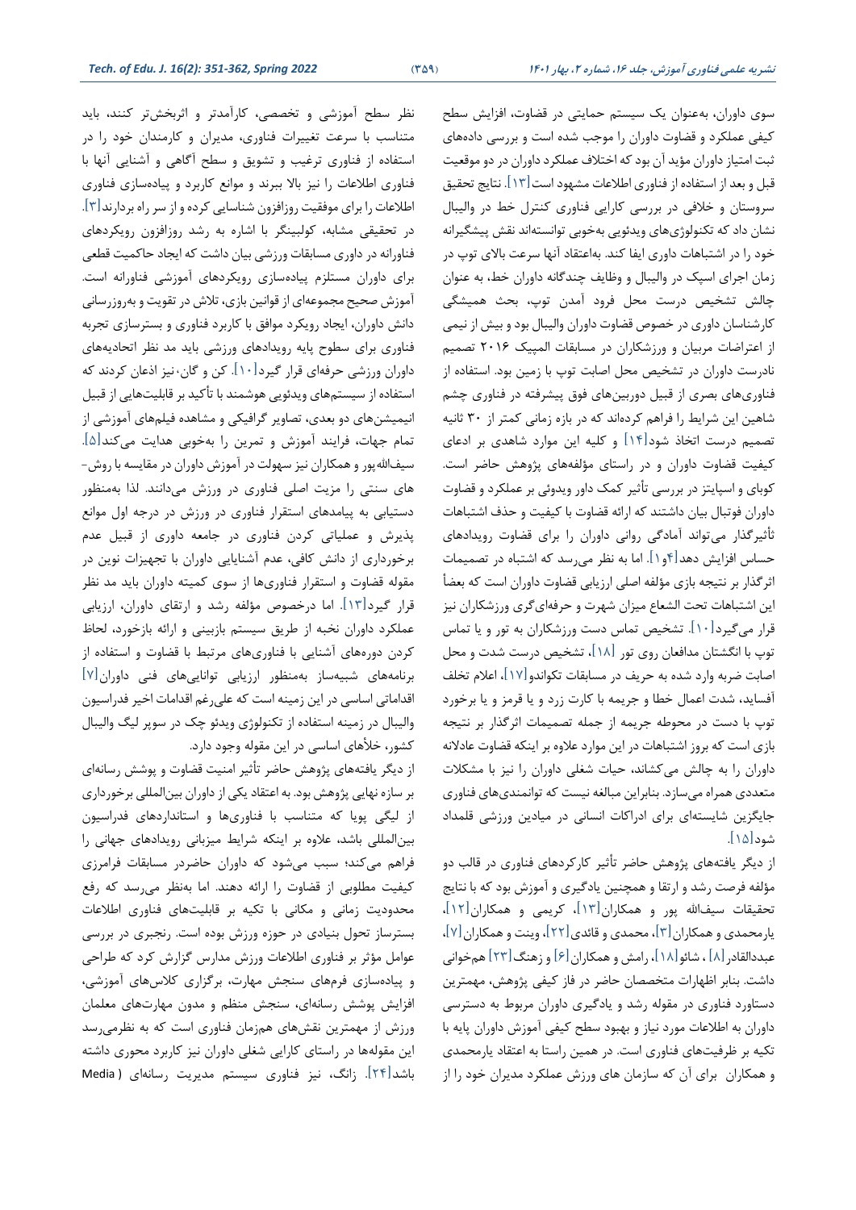سوی داوران، به‌عنوان یک سیستم حمایتی در قضاوت، افزایش سطح کیفی عملکرد و قضاوت داوران را موجب شده است و بررسی داده‌های ثبت امتیاز داوران مؤید آن بود که اختلاف عملکرد داوران در دو موقعیت قبل و بعد از استفاده از فناوری اطلاعات مشهود است[۱۳]. نتایج تحقیق سروستان و خلافی در بررسی کارایی فناوری کنترل خط در والیبال نشان داد که تکنولوژی‌های ویدئویی به‌خوبی توانسته‌اند نقش پیشگیرانه خود را در اشتباهات داوری ایفا کنند. به‌اعتقاد آنها سرعت بالای توپ در زمان اجرای اسپک در والیبال و وظایف چندگانه داوران خط، به عنوان چالش تشخیص درست محل فرود آمدن توپ، بحث همیشگی کارشناسان داوری در خصوص قضاوت داوران والیبال بود و بیش از نیمی از اعتراضات مربیان و ورزشکاران در مسابقات المپیک ۲۰۱۶ تصمیم نادرست داوران در تشخیص محل اصابت توپ با زمین بود. استفاده از فناوری‌های بصری از قبیل دوربین‌های فوق پیشرفته در فناوری چشم شاهین این شرایط را فراهم کرده‌اند که در بازه زمانی کمتر از ۳۰ ثانیه تصمیم درست اتخاذ شود[۱۴] و کلیه این موارد شاهدی بر ادعای کیفیت قضاوت داوران و در راستای مؤلفه‌های پژوهش حاضر است. کوبای و اسپایتز در بررسی تأثیر کمک داور ویدوئی بر عملکرد و قضاوت داوران فوتبال بیان داشتند که ارائه قضاوت با کیفیت و حذف اشتباهات تأثیرگذار می‌تواند آمادگی روانی داوران را برای قضاوت رویدادهای حساس افزایش دهد[۴و۱]. اما به نظر می‌رسد که اشتباه در تصمیمات اثرگذار بر نتیجه بازی مؤلفه اصلی ارزیابی قضاوت داوران است که بعضاً این اشتباهات تحت الشعاع میزان شهرت و حرفه‌ای‌گری ورزشکاران نیز قرار می‌گیرد[۱۰]. تشخیص تماس دست ورزشکاران به تور و یا تماس توپ با انگشتان مدافعان روی تور [۱۸]، تشخیص درست شدت و محل اصابت ضربه وارد شده به حریف در مسابقات تکواندو[۱۷]، اعلام تخلف آفساید، شدت اعمال خطا و جریمه با کارت زرد و یا قرمز و یا برخورد توپ با دست در محوطه جریمه از جمله تصمیمات اثرگذار بر نتیجه بازی است که بروز اشتباهات در این موارد علاوه بر اینکه قضاوت عادلانه داوران را به چالش می‌کشاند، حیات شغلی داوران را نیز با مشکلات متعددی همراه می‌سازد. بنابراین مبالغه نیست که توانمندی‌های فناوری جایگزین شایسته‌ای برای ادراکات انسانی در میادین ورزشی قلمداد شود[۱۵].

از دیگر یافته‌های پژوهش حاضر تأثیر کارکردهای فناوری در قالب دو مؤلفه فرصت رشد و ارتقا و همچنین یادگیری و آموزش بود که با نتایج تحقیقات سیف‌الله پور و همکاران[۱۳]، کریمی و همکاران[۱۲]، یارمحمدی و همکاران[۳]، محمدی و قائدی[۲۲]، وینت و همکاران[۷]، عبدالقادر[۸] ، شائو[۱۸]، رامش و همکاران[۶] و زهنگ[۲۳] همخوانی داشت. بنابر اظهارات متخصصان حاضر در فاز کیفی پژوهش، مهمترین دستاورد فناوری در مقوله رشد و یادگیری داوران مربوط به دسترسی داوران به اطلاعات مورد نیاز و بهبود سطح کیفی آموزش داوران پایه با تکیه بر ظرفیت‌های فناوری است. در همین راستا به اعتقاد یارمحمدی و همکاران برای آن که سازمان های ورزش عملکرد مدیران خود را از نظر سطح آموزشی و تخصصی، کارآمدتر و اثربخش‌تر کنند، باید متناسب با سرعت تغییرات فناوری، مدیران و کارمندان خود را در استفاده از فناوری ترغیب و تشویق و سطح آگاهی و آشنایی آنها با فناوری اطلاعات را نیز بالا ببرند و موانع کاربرد و پیاده‌سازی فناوری اطلاعات را برای موفقیت روزافزون شناسایی کرده و از سر راه بردارند[۳]. در تحقیقی مشابه، کولبینگر با اشاره به رشد روزافزون رویکردهای فناورانه در داوری مسابقات ورزشی بیان داشت که ایجاد حاکمیت قطعی برای داوران مستلزم پیاده‌سازی رویکردهای آموزشی فناورانه است. آموزش صحیح مجموعه‌ای از قوانین بازی، تلاش در تقویت و به‌روزرسانی دانش داوران، ایجاد رویکرد موافق با کاربرد فناوری و بسترسازی تجربه فناوری برای سطوح پایه رویدادهای ورزشی باید مد نظر اتحادیه‌های داوران ورزشی حرفه‌ای قرار گیرد[۱۰]. کن و گان، نیز اذعان کردند که استفاده از سیستم‌های ویدئویی هوشمند با تأکید بر قابلیت‌هایی از قبیل انیمیشن‌های دو بعدی، تصاویر گرافیکی و مشاهده فیلم‌های آموزشی از تمام جهات، فرایند آموزش و تمرین را به‌خوبی هدایت می‌کند[۵]. سیف‌الله‌پور و همکاران نیز سهولت در آموزش داوران در مقایسه با روش‌های سنتی را مزیت اصلی فناوری در ورزش می‌دانند. لذا به‌منظور دستیابی به پیامدهای استقرار فناوری در ورزش در درجه اول موانع پذیرش و عملیاتی کردن فناوری در جامعه داوری از قبیل عدم برخورداری از دانش کافی، عدم آشنایی داوران با تجهیزات نوین در مقوله قضاوت و استقرار فناوری‌ها از سوی کمیته داوران باید مد نظر قرار گیرد[۱۳]. اما درخصوص مؤلفه رشد و ارتقای داوران، ارزیابی عملکرد داوران نخبه از طریق سیستم بازبینی و ارائه بازخورد، لحاظ کردن دوره‌های آشنایی با فناوری‌های مرتبط با قضاوت و استفاده از برنامه‌های شبیه‌ساز به‌منظور ارزیابی توانایی‌های فنی داوران[۷] اقداماتی اساسی در این زمینه است که علی‌رغم اقدامات اخیر فدراسیون والیبال در زمینه استفاده از تکنولوژی ویدئو چک در سوپر لیگ والیبال کشور، خلأهای اساسی در این مقوله وجود دارد.

از دیگر یافته‌های پژوهش حاضر تأثیر امنیت قضاوت و پوشش رسانه‌ای بر سازه نهایی پژوهش بود. به اعتقاد یکی از داوران بین‌المللی برخورداری از لیگی پویا که متناسب با فناوری‌ها و استانداردهای فدراسیون بین‌المللی باشد، علاوه بر اینکه شرایط میزبانی رویدادهای جهانی را فراهم می‌کند؛ سبب می‌شود که داوران حاضردر مسابقات فرامرزی کیفیت مطلوبی از قضاوت را ارائه دهند. اما به‌نظر می‌رسد که رفع محدودیت زمانی و مکانی با تکیه بر قابلیت‌های فناوری اطلاعات بسترساز تحول بنیادی در حوزه ورزش بوده است. رنجبری در بررسی عوامل مؤثر بر فناوری اطلاعات ورزش مدارس گزارش کرد که طراحی و پیاده‌سازی فرم‌های سنجش مهارت، برگزاری کلاس‌های آموزشی، افزایش پوشش رسانه‌ای، سنجش منظم و مدون مهارت‌های معلمان ورزش از مهمترین نقش‌های هم‌زمان فناوری است که به نظرمی‌رسد این مقوله‌ها در راستای کارایی شغلی داوران نیز کاربرد محوری داشته باشد[۲۴]. زانگ، نیز فناوری سیستم مدیریت رسانه‌ای (Media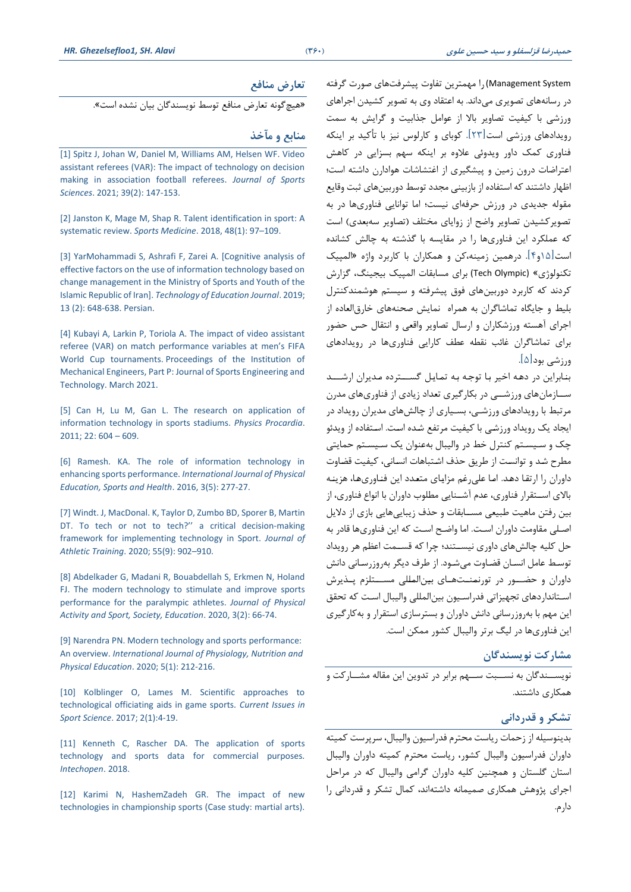Management System) را مهمترین تفاوت پیشرفت‌های صورت گرفته در رسانه‌های تصویری می‌داند. به اعتقاد وی به تصویر کشیدن اجراهای ورزشی با کیفیت تصاویر بالا از عوامل جذابیت و گرایش به سمت رویدادهای ورزشی است[۲۳]. کوبای و کارلوس نیز با تأکید بر اینکه فناوری کمک داور ویدوئی علاوه بر اینکه سهم بسزایی در کاهش اعتراضات درون زمین و پیشگیری از اغتشاشات هوادارن داشته است؛ اظهار داشتند که استفاده از بازبینی مجدد توسط دوربین‌های ثبت وقایع مقوله جدیدی در ورزش حرفه‌ای نیست؛ اما توانایی فناوری‌ها در به تصویرکشیدن تصاویر واضح از زوایای مختلف (تصاویر سه‌بعدی) است که عملکرد این فناوری‌ها را در مقایسه با گذشته به چالش کشانده است[۱۵و۴]. درهمین زمینه،کن و همکاران با کاربرد واژه «المپیک تکنولوژی» (Tech Olympic) برای مسابقات المپیک بیجینگ، گزارش کردند که کاربرد دوربین‌های فوق پیشرفته و سیستم هوشمندکنترل بلیط و جایگاه تماشاگران به همراه نمایش صحنه‌های خارق‌العاده از اجرای آهسته ورزشکاران و ارسال تصاویر واقعی و انتقال حس حضور برای تماشاگران غالب نقطه عطف کارایی فناوری‌ها در رویدادهای ورزشی بود[۵].

بنابراین در دهه اخیر با توجه به تمایل گسترده مدیران ارشد سازمان‌های ورزشی در بکارگیری تعداد زیادی از فناوری‌های مدرن مرتبط با رویدادهای ورزشی، بسیاری از چالش‌های مدیران رویداد در ایجاد یک رویداد ورزشی با کیفیت مرتفع شده است. استفاده از ویدئو چک و سیستم کنترل خط در والیبال به‌عنوان یک سیستم حمایتی مطرح شد و توانست از طریق حذف اشتباهات انسانی، کیفیت قضاوت داوران را ارتقا دهد. اما علی‌رغم مزایای متعدد این فناوری‌ها، هزینه بالای استقرار فناوری، عدم آشنایی مطلوب داوران با انواع فناوری، از بین رفتن ماهیت طبیعی مسابقات و حذف زیبایی‌هایی بازی از دلایل اصلی مقاومت داوران است. اما واضح است که این فناوری‌ها قادر به حل کلیه چالش‌های داوری نیستند؛ چرا که قسمت اعظم هر رویداد توسط عامل انسان قضاوت می‌شود. از طرف دیگر به‌روزرسانی دانش داوران و حضور در تورنمنت‌های بین‌المللی مستلزم پذیرش استانداردهای تجهیزاتی فدراسیون بین‌المللی والیبال است که تحقق این مهم با به‌روزرسانی دانش داوران و بسترسازی استقرار و به‌کارگیری این فناوری‌ها در لیگ برتر والیبال کشور ممکن است.

## مشارکت نویسندگان

نویسندگان به نسبت سهم برابر در تدوین این مقاله مشارکت و همکاری داشتند.

## تشکر و قدردانی

بدینوسیله از زحمات ریاست محترم فدراسیون والیبال، سرپرست کمیته داوران فدراسیون والیبال کشور، ریاست محترم کمیته داوران والیبال استان گلستان و همچنین کلیه داوران گرامی والیبال که در مراحل اجرای پژوهش همکاری صمیمانه داشته‌اند، کمال تشکر و قدردانی را دارم.

## تعارض منافع

«هیچ‌گونه تعارض منافع توسط نویسندگان بیان نشده است».

## منابع و مآخذ

[1] Spitz J, Johan W, Daniel M, Williams AM, Helsen WF. Video assistant referees (VAR): The impact of technology on decision making in association football referees. *Journal of Sports Sciences*. 2021; 39(2): 147-153.

[2] Janston K, Mage M, Shap R. Talent identification in sport: A systematic review. *Sports Medicine*. 2018, 48(1): 97–109.

[3] YarMohammadi S, Ashrafi F, Zarei A. [Cognitive analysis of effective factors on the use of information technology based on change management in the Ministry of Sports and Youth of the Islamic Republic of Iran]. *Technology of Education Journal*. 2019; 13 (2): 648-638. Persian.

[4] Kubayi A, Larkin P, Toriola A. The impact of video assistant referee (VAR) on match performance variables at men's FIFA World Cup tournaments. Proceedings of the Institution of Mechanical Engineers, Part P: Journal of Sports Engineering and Technology. March 2021.

[5] Can H, Lu M, Gan L. The research on application of information technology in sports stadiums. *Physics Procardia*. 2011; 22: 604 – 609.

[6] Ramesh. KA. The role of information technology in enhancing sports performance. *International Journal of Physical Education, Sports and Health*. 2016, 3(5): 277-27.

[7] Windt. J, MacDonal. K, Taylor D, Zumbo BD, Sporer B, Martin DT. To tech or not to tech?'' a critical decision-making framework for implementing technology in Sport. *Journal of Athletic Training*. 2020; 55(9): 902–910.

[8] Abdelkader G, Madani R, Bouabdellah S, Erkmen N, Holand FJ. The modern technology to stimulate and improve sports performance for the paralympic athletes. *Journal of Physical Activity and Sport, Society, Education*. 2020, 3(2): 66-74.

[9] Narendra PN. Modern technology and sports performance: An overview. *International Journal of Physiology, Nutrition and Physical Education*. 2020; 5(1): 212-216.

[10] Kolblinger O, Lames M. Scientific approaches to technological officiating aids in game sports. *Current Issues in Sport Science*. 2017; 2(1):4-19.

[11] Kenneth C, Rascher DA. The application of sports technology and sports data for commercial purposes. *Intechopen*. 2018.

[12] Karimi N, HashemZadeh GR. The impact of new technologies in championship sports (Case study: martial arts).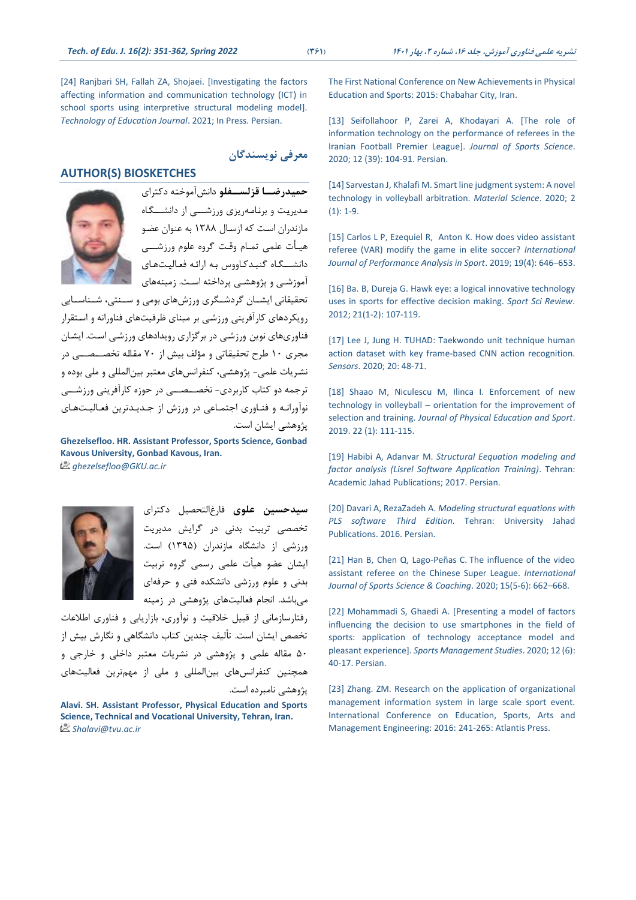[24] Ranjbari SH, Fallah ZA, Shojaei. [Investigating the factors affecting information and communication technology (ICT) in school sports using interpretive structural modeling model]. *Technology of Education Journal*. 2021; In Press. Persian.

## معرفی نویسندگان

## AUTHOR(S) BIOSKETCHES

**حمیدرضا قزلسفلو** دانش‌آموخته دکترای مدیریت و برنامه‌ریزی ورزشی از دانشگاه مازندران است که ازسال ۱۳۸۸ به عنوان عضو هیأت علمی تمام وقت گروه علوم ورزشی دانشگاه گنبدکاووس به ارائه فعالیت‌های آموزشی و پژوهشی پرداخته است. زمینه‌های تحقیقاتی ایشان گردشگری ورزش‌های بومی و سنتی، شناسایی رویکردهای کارآفرینی ورزشی بر مبنای ظرفیت‌های فناورانه و استقرار فناوری‌های نوین ورزشی در برگزاری رویدادهای ورزشی است. ایشان مجری ۱۰ طرح تحقیقاتی و مؤلف بیش از ۷۰ مقاله تخصصی در نشریات علمی- پژوهشی، کنفرانس‌های معتبر بین‌المللی و ملی بوده و ترجمه دو کتاب کاربردی- تخصصی در حوزه کارآفرینی ورزشی نوآورانه و فناوری اجتماعی در ورزش از جدیدترین فعالیت‌های پژوهشی ایشان است.

**Ghezelsefloo. HR. Assistant Professor, Sports Science, Gonbad Kavous University, Gonbad Kavous, Iran.**
*ghezelsefloo@GKU.ac.ir*

**سیدحسین علوی** فارغ‌التحصیل دکترای تخصصی تربیت بدنی در گرایش مدیریت ورزشی از دانشگاه مازندران (۱۳۹۵) است. ایشان عضو هیأت علمی رسمی گروه تربیت بدنی و علوم ورزشی دانشکده فنی و حرفه‌ای می‌باشد. انجام فعالیت‌های پژوهشی در زمینه رفتارسازمانی از قبیل خلاقیت و نوآوری، بازاریابی و فناوری اطلاعات تخصص ایشان است. تألیف چندین کتاب دانشگاهی و نگارش بیش از ۵۰ مقاله علمی و پژوهشی در نشریات معتبر داخلی و خارجی و همچنین کنفرانس‌های بین‌المللی و ملی از مهم‌ترین فعالیت‌های پژوهشی نامبرده است.

**Alavi. SH. Assistant Professor, Physical Education and Sports Science, Technical and Vocational University, Tehran, Iran.**
*Shalavi@tvu.ac.ir*

The First National Conference on New Achievements in Physical Education and Sports: 2015: Chabahar City, Iran.

[13] Seifollahoor P, Zarei A, Khodayari A. [The role of information technology on the performance of referees in the Iranian Football Premier League]. *Journal of Sports Science*. 2020; 12 (39): 104-91. Persian.

[14] Sarvestan J, Khalafi M. Smart line judgment system: A novel technology in volleyball arbitration. *Material Science*. 2020; 2 (1): 1-9.

[15] Carlos L P, Ezequiel R, Anton K. How does video assistant referee (VAR) modify the game in elite soccer? *International Journal of Performance Analysis in Sport*. 2019; 19(4): 646–653.

[16] Ba. B, Dureja G. Hawk eye: a logical innovative technology uses in sports for effective decision making. *Sport Sci Review*. 2012; 21(1-2): 107-119.

[17] Lee J, Jung H. TUHAD: Taekwondo unit technique human action dataset with key frame-based CNN action recognition. *Sensors*. 2020; 20: 48-71.

[18] Shaao M, Niculescu M, Ilinca I. Enforcement of new technology in volleyball – orientation for the improvement of selection and training. *Journal of Physical Education and Sport*. 2019. 22 (1): 111-115.

[19] Habibi A, Adanvar M. *Structural Eequation modeling and factor analysis (Lisrel Software Application Training)*. Tehran: Academic Jahad Publications; 2017. Persian.

[20] Davari A, RezaZadeh A. *Modeling structural equations with PLS software Third Edition*. Tehran: University Jahad Publications. 2016. Persian.

[21] Han B, Chen Q, Lago-Peñas C. The influence of the video assistant referee on the Chinese Super League. *International Journal of Sports Science & Coaching*. 2020; 15(5-6): 662–668.

[22] Mohammadi S, Ghaedi A. [Presenting a model of factors influencing the decision to use smartphones in the field of sports: application of technology acceptance model and pleasant experience]. *Sports Management Studies*. 2020; 12 (6): 40-17. Persian.

[23] Zhang. ZM. Research on the application of organizational management information system in large scale sport event. International Conference on Education, Sports, Arts and Management Engineering: 2016: 241-265: Atlantis Press.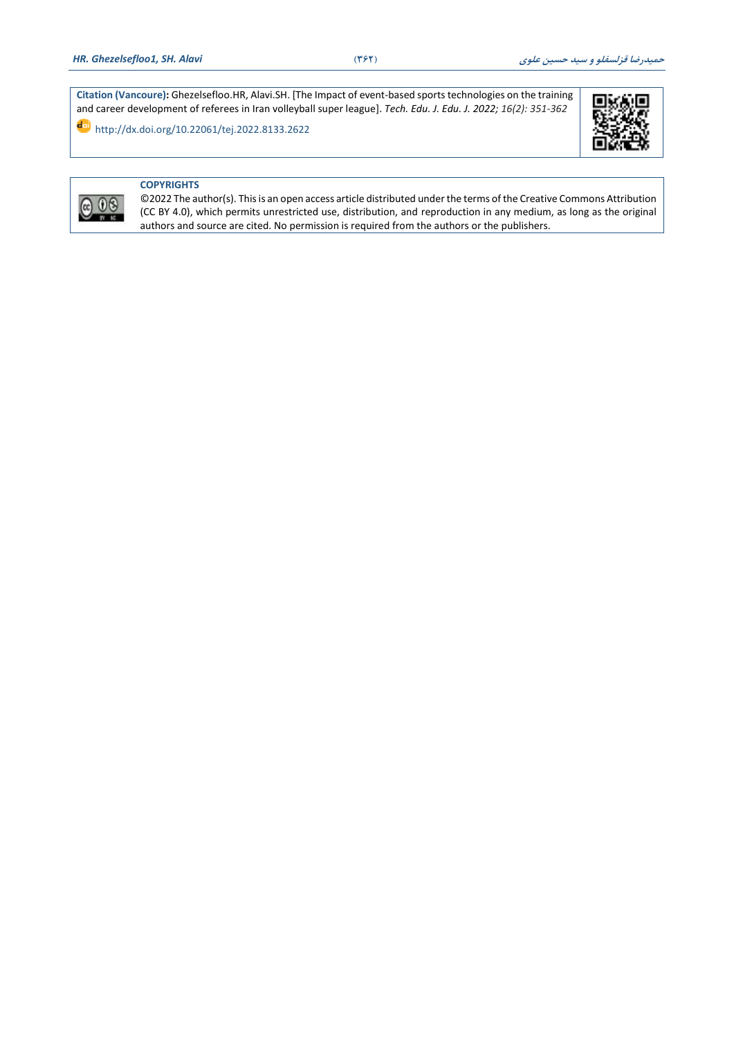**Citation (Vancoure):** Ghezelsefloo.HR, Alavi.SH. [The Impact of event-based sports technologies on the training and career development of referees in Iran volleyball super league]. *Tech. Edu. J. Edu. J. 2022; 16(2): 351-362*

http://dx.doi.org/10.22061/tej.2022.8133.2622

**COPYRIGHTS**

©2022 The author(s). This is an open access article distributed under the terms of the Creative Commons Attribution (CC BY 4.0), which permits unrestricted use, distribution, and reproduction in any medium, as long as the original authors and source are cited. No permission is required from the authors or the publishers.